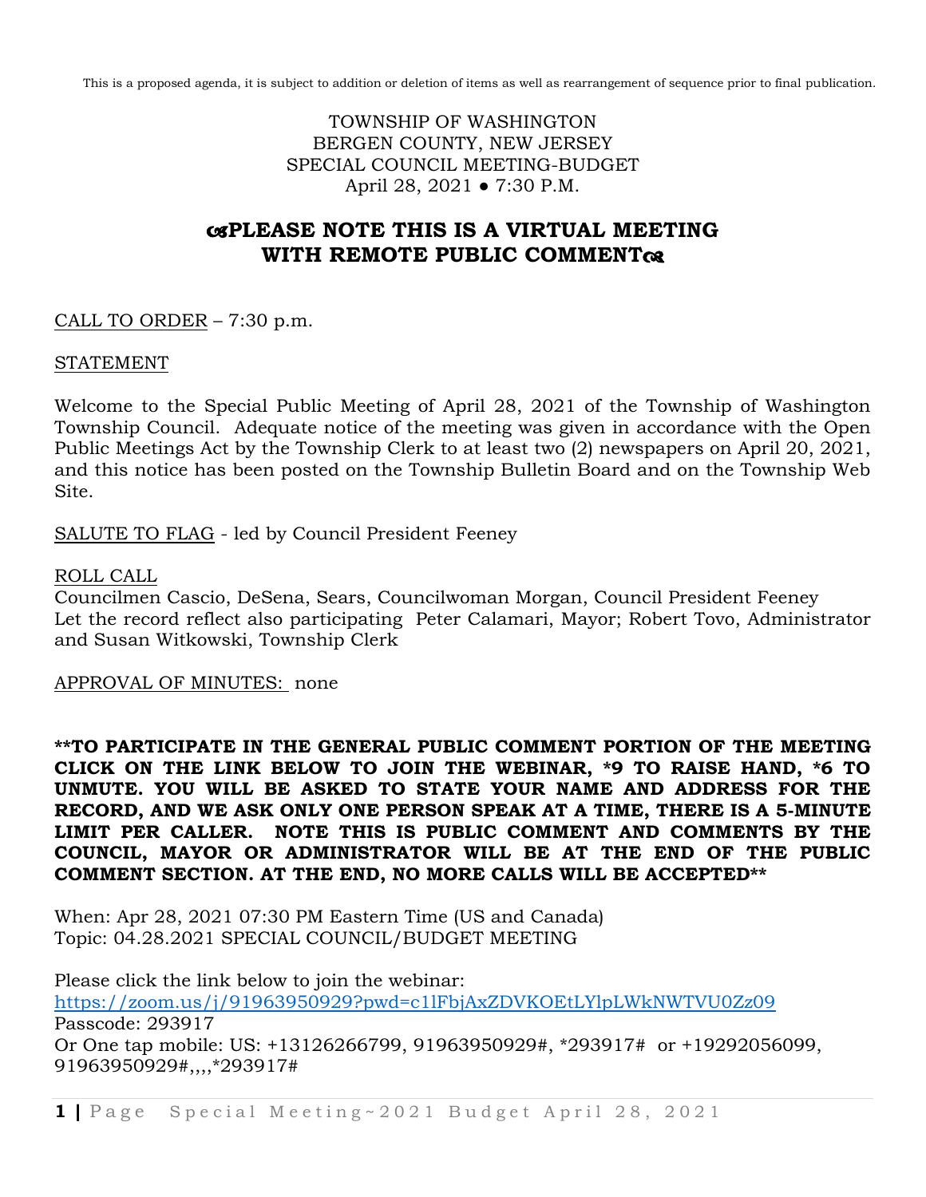This is a proposed agenda, it is subject to addition or deletion of items as well as rearrangement of sequence prior to final publication.

TOWNSHIP OF WASHINGTON
BERGEN COUNTY, NEW JERSEY
SPECIAL COUNCIL MEETING-BUDGET
April 28, 2021 ● 7:30 P.M.

# PLEASE NOTE THIS IS A VIRTUAL MEETING WITH REMOTE PUBLIC COMMENT

CALL TO ORDER – 7:30 p.m.

STATEMENT

Welcome to the Special Public Meeting of April 28, 2021 of the Township of Washington Township Council. Adequate notice of the meeting was given in accordance with the Open Public Meetings Act by the Township Clerk to at least two (2) newspapers on April 20, 2021, and this notice has been posted on the Township Bulletin Board and on the Township Web Site.

SALUTE TO FLAG - led by Council President Feeney

ROLL CALL
Councilmen Cascio, DeSena, Sears, Councilwoman Morgan, Council President Feeney
Let the record reflect also participating Peter Calamari, Mayor; Robert Tovo, Administrator and Susan Witkowski, Township Clerk

APPROVAL OF MINUTES: none

**\*\*TO PARTICIPATE IN THE GENERAL PUBLIC COMMENT PORTION OF THE MEETING CLICK ON THE LINK BELOW TO JOIN THE WEBINAR, \*9 TO RAISE HAND, \*6 TO UNMUTE. YOU WILL BE ASKED TO STATE YOUR NAME AND ADDRESS FOR THE RECORD, AND WE ASK ONLY ONE PERSON SPEAK AT A TIME, THERE IS A 5-MINUTE LIMIT PER CALLER. NOTE THIS IS PUBLIC COMMENT AND COMMENTS BY THE COUNCIL, MAYOR OR ADMINISTRATOR WILL BE AT THE END OF THE PUBLIC COMMENT SECTION. AT THE END, NO MORE CALLS WILL BE ACCEPTED\*\***

When: Apr 28, 2021 07:30 PM Eastern Time (US and Canada)
Topic: 04.28.2021 SPECIAL COUNCIL/BUDGET MEETING

Please click the link below to join the webinar:
https://zoom.us/j/91963950929?pwd=c1lFbjAxZDVKOEtLYlpLWkNWTVU0Zz09
Passcode: 293917
Or One tap mobile: US: +13126266799, 91963950929#, *293917# or +19292056099, 91963950929#,,,,*293917#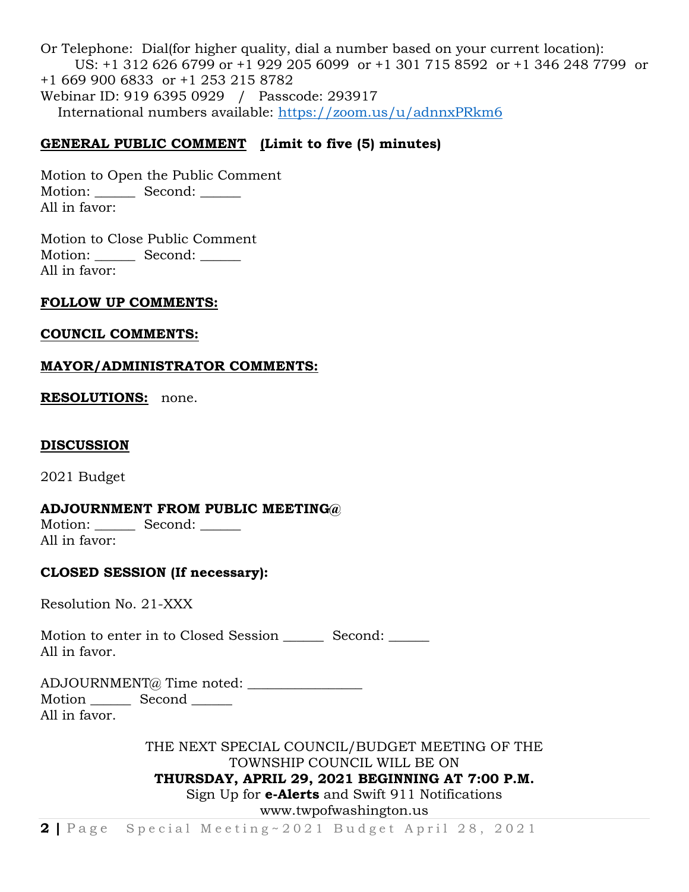Or Telephone: Dial(for higher quality, dial a number based on your current location):
US: +1 312 626 6799 or +1 929 205 6099 or +1 301 715 8592 or +1 346 248 7799 or +1 669 900 6833 or +1 253 215 8782
Webinar ID: 919 6395 0929 / Passcode: 293917
International numbers available: https://zoom.us/u/adnnxPRkm6

**GENERAL PUBLIC COMMENT (Limit to five (5) minutes)**

Motion to Open the Public Comment
Motion: ______ Second: ______
All in favor:

Motion to Close Public Comment
Motion: ______ Second: ______
All in favor:

**FOLLOW UP COMMENTS:**

**COUNCIL COMMENTS:**

**MAYOR/ADMINISTRATOR COMMENTS:**

**RESOLUTIONS:** none.

**DISCUSSION**

2021 Budget

**ADJOURNMENT FROM PUBLIC MEETING@**
Motion: ______ Second: ______
All in favor:

**CLOSED SESSION (If necessary):**

Resolution No. 21-XXX

Motion to enter in to Closed Session ______ Second: ______
All in favor.

ADJOURNMENT@ Time noted: ________________
Motion ______ Second ______
All in favor.

THE NEXT SPECIAL COUNCIL/BUDGET MEETING OF THE TOWNSHIP COUNCIL WILL BE ON
**THURSDAY, APRIL 29, 2021 BEGINNING AT 7:00 P.M.**
Sign Up for **e-Alerts** and Swift 911 Notifications
www.twpofwashington.us